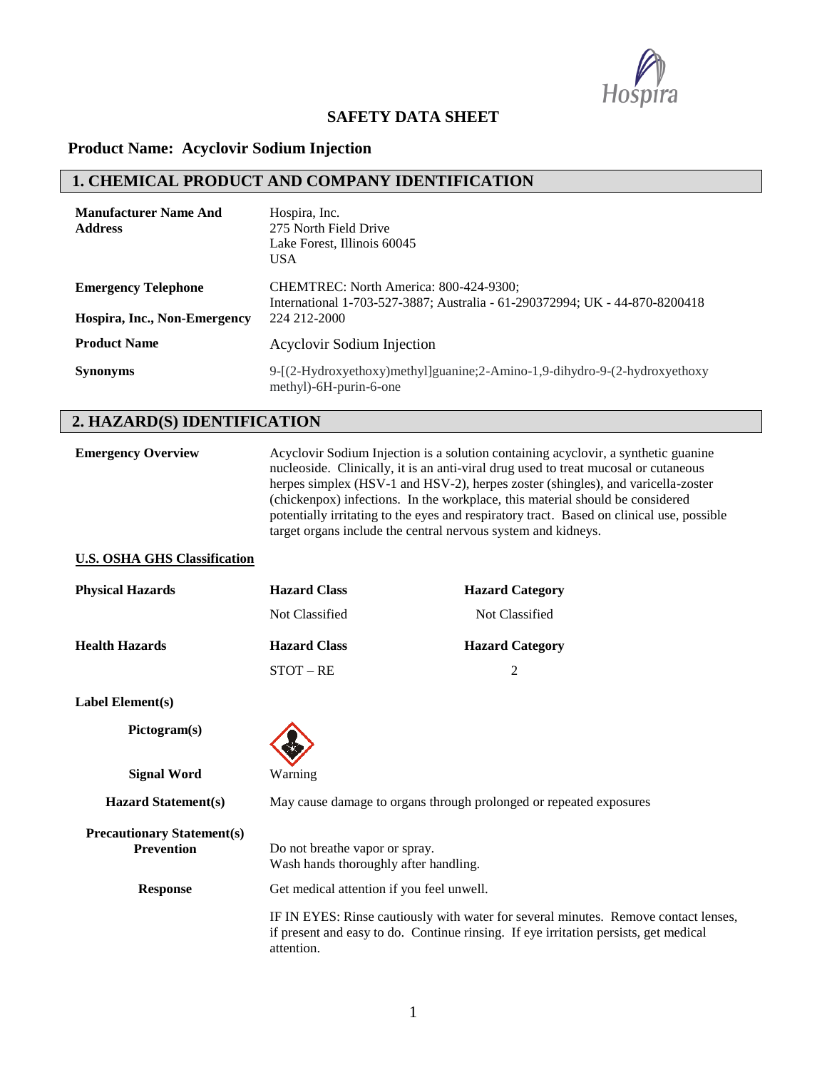# SAFETY DATA SHEET

## Product Name: Acyclovir Sodium Injection

## 1. CHEMICAL PRODUCT AND COMPANY IDENTIFICATION

| | |
|---|---|
| **Manufacturer Name And Address** | Hospira, Inc.<br>275 North Field Drive<br>Lake Forest, Illinois 60045<br>USA |
| **Emergency Telephone** | CHEMTREC: North America: 800-424-9300;<br>International 1-703-527-3887; Australia - 61-290372994; UK - 44-870-8200418 |
| **Hospira, Inc., Non-Emergency** | 224 212-2000 |
| **Product Name** | Acyclovir Sodium Injection |
| **Synonyms** | 9-[(2-Hydroxyethoxy)methyl]guanine;2-Amino-1,9-dihydro-9-(2-hydroxyethoxy methyl)-6H-purin-6-one |

## 2. HAZARD(S) IDENTIFICATION

**Emergency Overview**

Acyclovir Sodium Injection is a solution containing acyclovir, a synthetic guanine nucleoside. Clinically, it is an anti-viral drug used to treat mucosal or cutaneous herpes simplex (HSV-1 and HSV-2), herpes zoster (shingles), and varicella-zoster (chickenpox) infections. In the workplace, this material should be considered potentially irritating to the eyes and respiratory tract. Based on clinical use, possible target organs include the central nervous system and kidneys.

**U.S. OSHA GHS Classification**

| | Hazard Class | Hazard Category |
|---|---|---|
| **Physical Hazards** | Not Classified | Not Classified |
| **Health Hazards** | STOT – RE | 2 |

**Label Element(s)**

**Pictogram(s)**

**Signal Word:** Warning

**Hazard Statement(s):** May cause damage to organs through prolonged or repeated exposures

**Precautionary Statement(s)**

**Prevention**

Do not breathe vapor or spray.
Wash hands thoroughly after handling.

**Response**

Get medical attention if you feel unwell.

IF IN EYES: Rinse cautiously with water for several minutes. Remove contact lenses, if present and easy to do. Continue rinsing. If eye irritation persists, get medical attention.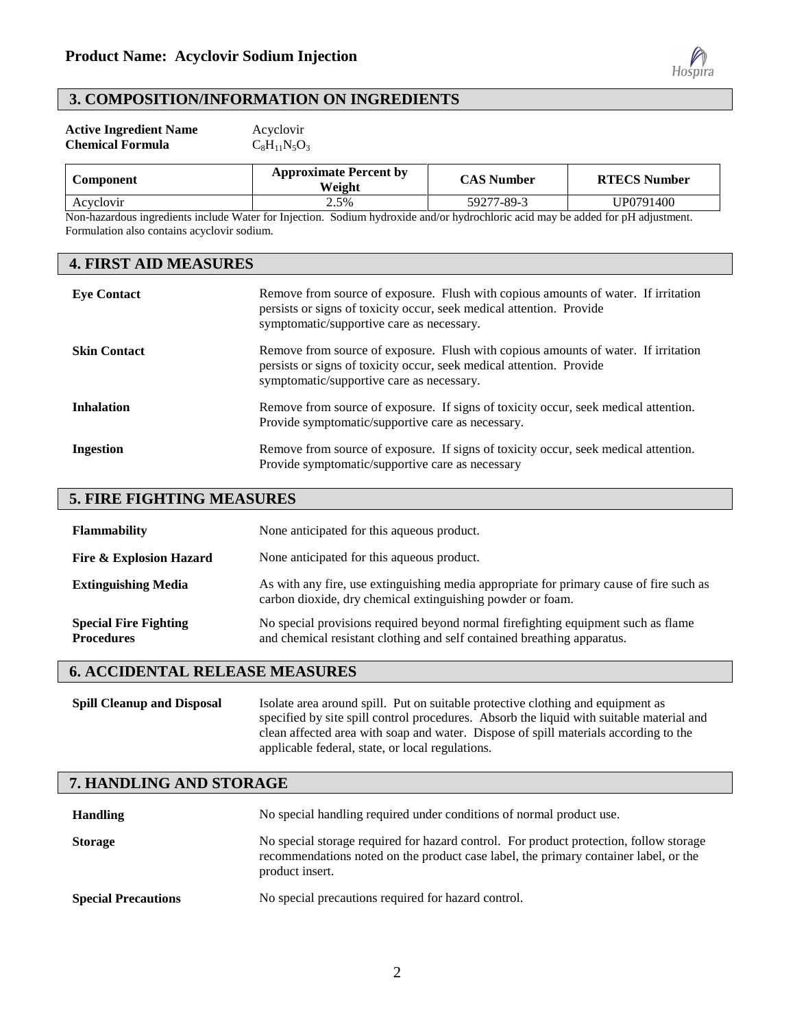**Product Name: Acyclovir Sodium Injection**

## 3. COMPOSITION/INFORMATION ON INGREDIENTS

**Active Ingredient Name** Acyclovir
**Chemical Formula** $C_8H_{11}N_5O_3$

| Component | Approximate Percent by Weight | CAS Number | RTECS Number |
|---|---|---|---|
| Acyclovir | 2.5% | 59277-89-3 | UP0791400 |

Non-hazardous ingredients include Water for Injection. Sodium hydroxide and/or hydrochloric acid may be added for pH adjustment. Formulation also contains acyclovir sodium.

## 4. FIRST AID MEASURES

**Eye Contact**
Remove from source of exposure. Flush with copious amounts of water. If irritation persists or signs of toxicity occur, seek medical attention. Provide symptomatic/supportive care as necessary.

**Skin Contact**
Remove from source of exposure. Flush with copious amounts of water. If irritation persists or signs of toxicity occur, seek medical attention. Provide symptomatic/supportive care as necessary.

**Inhalation**
Remove from source of exposure. If signs of toxicity occur, seek medical attention. Provide symptomatic/supportive care as necessary.

**Ingestion**
Remove from source of exposure. If signs of toxicity occur, seek medical attention. Provide symptomatic/supportive care as necessary

## 5. FIRE FIGHTING MEASURES

**Flammability**
None anticipated for this aqueous product.

**Fire & Explosion Hazard**
None anticipated for this aqueous product.

**Extinguishing Media**
As with any fire, use extinguishing media appropriate for primary cause of fire such as carbon dioxide, dry chemical extinguishing powder or foam.

**Special Fire Fighting Procedures**
No special provisions required beyond normal firefighting equipment such as flame and chemical resistant clothing and self contained breathing apparatus.

## 6. ACCIDENTAL RELEASE MEASURES

**Spill Cleanup and Disposal**
Isolate area around spill. Put on suitable protective clothing and equipment as specified by site spill control procedures. Absorb the liquid with suitable material and clean affected area with soap and water. Dispose of spill materials according to the applicable federal, state, or local regulations.

## 7. HANDLING AND STORAGE

**Handling**
No special handling required under conditions of normal product use.

**Storage**
No special storage required for hazard control. For product protection, follow storage recommendations noted on the product case label, the primary container label, or the product insert.

**Special Precautions**
No special precautions required for hazard control.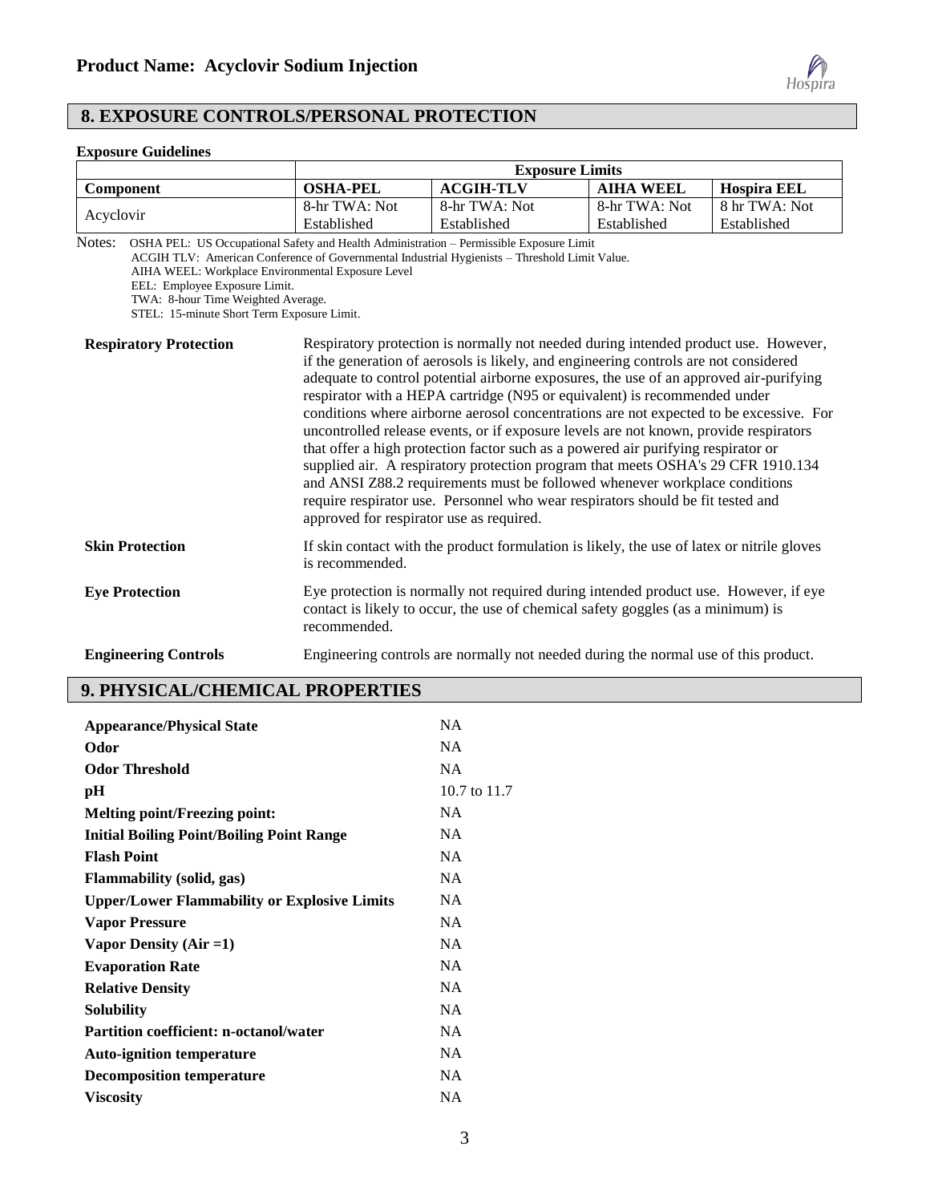## 8. EXPOSURE CONTROLS/PERSONAL PROTECTION

**Exposure Guidelines**

| | Exposure Limits | | | |
|---|---|---|---|---|
| **Component** | **OSHA-PEL** | **ACGIH-TLV** | **AIHA WEEL** | **Hospira EEL** |
| Acyclovir | 8-hr TWA: Not Established | 8-hr TWA: Not Established | 8-hr TWA: Not Established | 8 hr TWA: Not Established |

Notes: OSHA PEL: US Occupational Safety and Health Administration – Permissible Exposure Limit
ACGIH TLV: American Conference of Governmental Industrial Hygienists – Threshold Limit Value.
AIHA WEEL: Workplace Environmental Exposure Level
EEL: Employee Exposure Limit.
TWA: 8-hour Time Weighted Average.
STEL: 15-minute Short Term Exposure Limit.

**Respiratory Protection**
Respiratory protection is normally not needed during intended product use. However, if the generation of aerosols is likely, and engineering controls are not considered adequate to control potential airborne exposures, the use of an approved air-purifying respirator with a HEPA cartridge (N95 or equivalent) is recommended under conditions where airborne aerosol concentrations are not expected to be excessive. For uncontrolled release events, or if exposure levels are not known, provide respirators that offer a high protection factor such as a powered air purifying respirator or supplied air. A respiratory protection program that meets OSHA's 29 CFR 1910.134 and ANSI Z88.2 requirements must be followed whenever workplace conditions require respirator use. Personnel who wear respirators should be fit tested and approved for respirator use as required.

**Skin Protection**
If skin contact with the product formulation is likely, the use of latex or nitrile gloves is recommended.

**Eye Protection**
Eye protection is normally not required during intended product use. However, if eye contact is likely to occur, the use of chemical safety goggles (as a minimum) is recommended.

**Engineering Controls**
Engineering controls are normally not needed during the normal use of this product.

## 9. PHYSICAL/CHEMICAL PROPERTIES

| | |
|---|---|
| **Appearance/Physical State** | NA |
| **Odor** | NA |
| **Odor Threshold** | NA |
| **pH** | 10.7 to 11.7 |
| **Melting point/Freezing point:** | NA |
| **Initial Boiling Point/Boiling Point Range** | NA |
| **Flash Point** | NA |
| **Flammability (solid, gas)** | NA |
| **Upper/Lower Flammability or Explosive Limits** | NA |
| **Vapor Pressure** | NA |
| **Vapor Density (Air =1)** | NA |
| **Evaporation Rate** | NA |
| **Relative Density** | NA |
| **Solubility** | NA |
| **Partition coefficient: n-octanol/water** | NA |
| **Auto-ignition temperature** | NA |
| **Decomposition temperature** | NA |
| **Viscosity** | NA |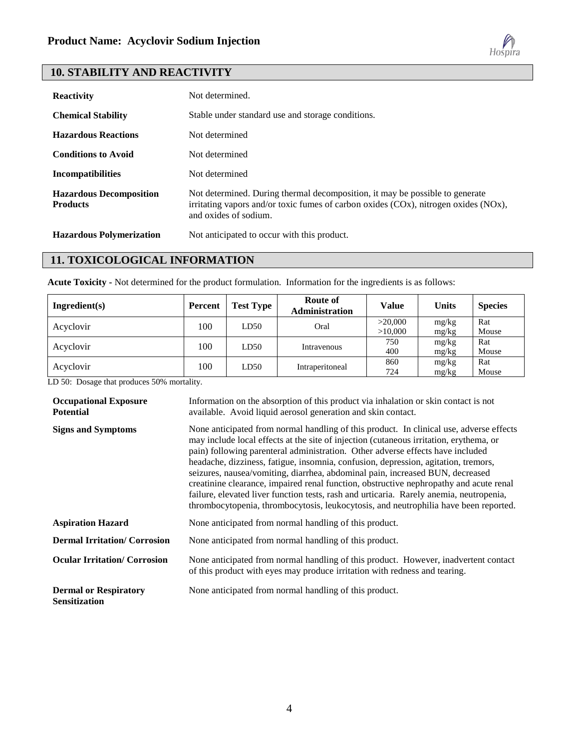**Product Name: Acyclovir Sodium Injection**

## 10. STABILITY AND REACTIVITY

**Reactivity** Not determined.

**Chemical Stability** Stable under standard use and storage conditions.

**Hazardous Reactions** Not determined

**Conditions to Avoid** Not determined

**Incompatibilities** Not determined

**Hazardous Decomposition Products** Not determined. During thermal decomposition, it may be possible to generate irritating vapors and/or toxic fumes of carbon oxides (COx), nitrogen oxides (NOx), and oxides of sodium.

**Hazardous Polymerization** Not anticipated to occur with this product.

## 11. TOXICOLOGICAL INFORMATION

**Acute Toxicity -** Not determined for the product formulation. Information for the ingredients is as follows:

| Ingredient(s) | Percent | Test Type | Route of Administration | Value | Units | Species |
|---|---|---|---|---|---|---|
| Acyclovir | 100 | LD50 | Oral | >20,000<br>>10,000 | mg/kg<br>mg/kg | Rat<br>Mouse |
| Acyclovir | 100 | LD50 | Intravenous | 750<br>400 | mg/kg<br>mg/kg | Rat<br>Mouse |
| Acyclovir | 100 | LD50 | Intraperitoneal | 860<br>724 | mg/kg<br>mg/kg | Rat<br>Mouse |

LD 50: Dosage that produces 50% mortality.

**Occupational Exposure Potential** Information on the absorption of this product via inhalation or skin contact is not available. Avoid liquid aerosol generation and skin contact.

**Signs and Symptoms** None anticipated from normal handling of this product. In clinical use, adverse effects may include local effects at the site of injection (cutaneous irritation, erythema, or pain) following parenteral administration. Other adverse effects have included headache, dizziness, fatigue, insomnia, confusion, depression, agitation, tremors, seizures, nausea/vomiting, diarrhea, abdominal pain, increased BUN, decreased creatinine clearance, impaired renal function, obstructive nephropathy and acute renal failure, elevated liver function tests, rash and urticaria. Rarely anemia, neutropenia, thrombocytopenia, thrombocytosis, leukocytosis, and neutrophilia have been reported.

**Aspiration Hazard** None anticipated from normal handling of this product.

**Dermal Irritation/ Corrosion** None anticipated from normal handling of this product.

**Ocular Irritation/ Corrosion** None anticipated from normal handling of this product. However, inadvertent contact of this product with eyes may produce irritation with redness and tearing.

**Dermal or Respiratory Sensitization** None anticipated from normal handling of this product.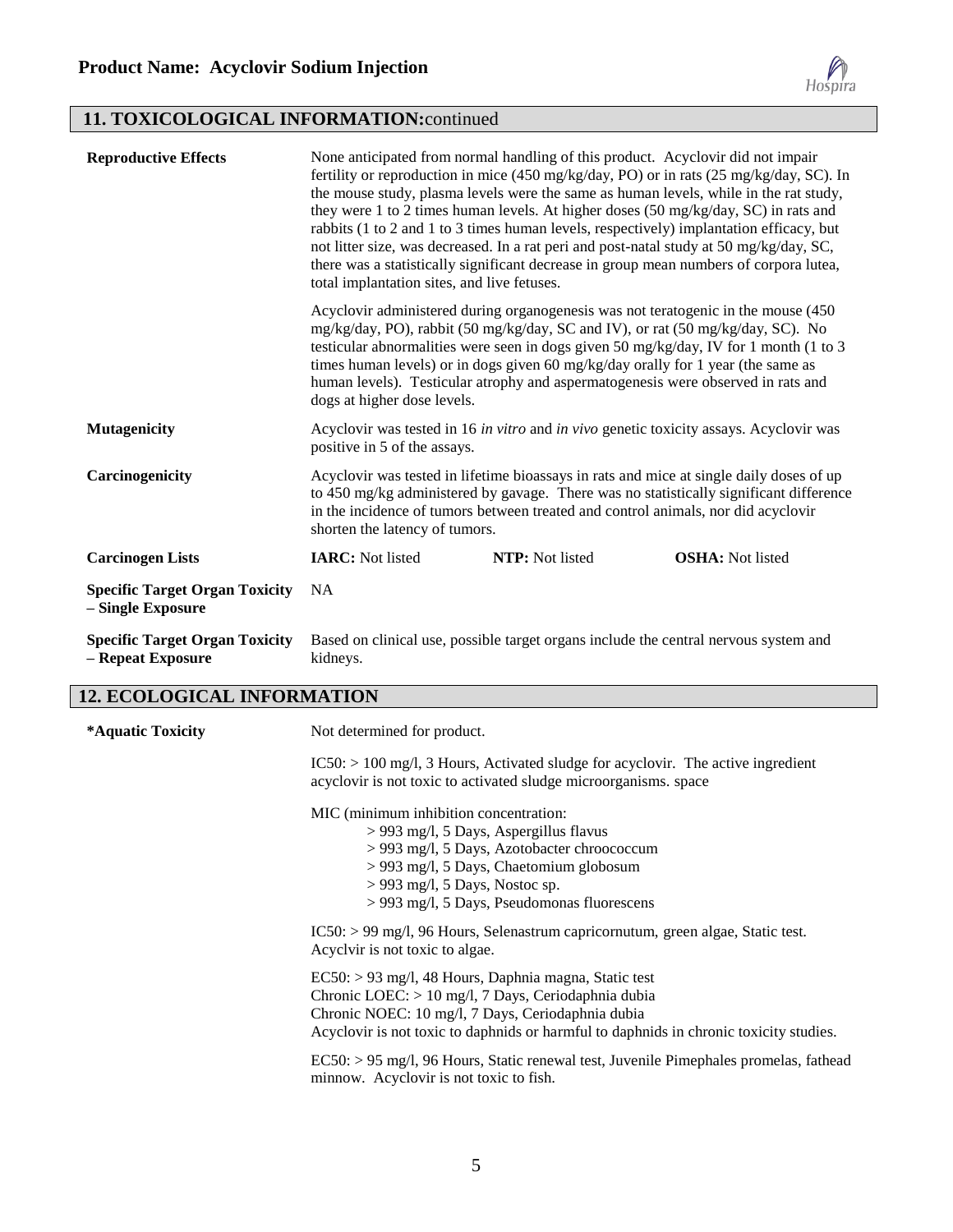## 11. TOXICOLOGICAL INFORMATION: continued

**Reproductive Effects**

None anticipated from normal handling of this product. Acyclovir did not impair fertility or reproduction in mice (450 mg/kg/day, PO) or in rats (25 mg/kg/day, SC). In the mouse study, plasma levels were the same as human levels, while in the rat study, they were 1 to 2 times human levels. At higher doses (50 mg/kg/day, SC) in rats and rabbits (1 to 2 and 1 to 3 times human levels, respectively) implantation efficacy, but not litter size, was decreased. In a rat peri and post-natal study at 50 mg/kg/day, SC, there was a statistically significant decrease in group mean numbers of corpora lutea, total implantation sites, and live fetuses.

Acyclovir administered during organogenesis was not teratogenic in the mouse (450 mg/kg/day, PO), rabbit (50 mg/kg/day, SC and IV), or rat (50 mg/kg/day, SC). No testicular abnormalities were seen in dogs given 50 mg/kg/day, IV for 1 month (1 to 3 times human levels) or in dogs given 60 mg/kg/day orally for 1 year (the same as human levels). Testicular atrophy and aspermatogenesis were observed in rats and dogs at higher dose levels.

**Mutagenicity**

Acyclovir was tested in 16 *in vitro* and *in vivo* genetic toxicity assays. Acyclovir was positive in 5 of the assays.

**Carcinogenicity**

Acyclovir was tested in lifetime bioassays in rats and mice at single daily doses of up to 450 mg/kg administered by gavage. There was no statistically significant difference in the incidence of tumors between treated and control animals, nor did acyclovir shorten the latency of tumors.

**Carcinogen Lists**

**IARC:** Not listed **NTP:** Not listed **OSHA:** Not listed

**Specific Target Organ Toxicity – Single Exposure**

NA

**Specific Target Organ Toxicity – Repeat Exposure**

Based on clinical use, possible target organs include the central nervous system and kidneys.

## 12. ECOLOGICAL INFORMATION

***Aquatic Toxicity**

Not determined for product.

IC50: > 100 mg/l, 3 Hours, Activated sludge for acyclovir. The active ingredient acyclovir is not toxic to activated sludge microorganisms. space

MIC (minimum inhibition concentration:
- > 993 mg/l, 5 Days, Aspergillus flavus
- > 993 mg/l, 5 Days, Azotobacter chroococcum
- > 993 mg/l, 5 Days, Chaetomium globosum
- > 993 mg/l, 5 Days, Nostoc sp.
- > 993 mg/l, 5 Days, Pseudomonas fluorescens

IC50: > 99 mg/l, 96 Hours, Selenastrum capricornutum, green algae, Static test. Acyclvir is not toxic to algae.

EC50: > 93 mg/l, 48 Hours, Daphnia magna, Static test
Chronic LOEC: > 10 mg/l, 7 Days, Ceriodaphnia dubia
Chronic NOEC: 10 mg/l, 7 Days, Ceriodaphnia dubia
Acyclovir is not toxic to daphnids or harmful to daphnids in chronic toxicity studies.

EC50: > 95 mg/l, 96 Hours, Static renewal test, Juvenile Pimephales promelas, fathead minnow. Acyclovir is not toxic to fish.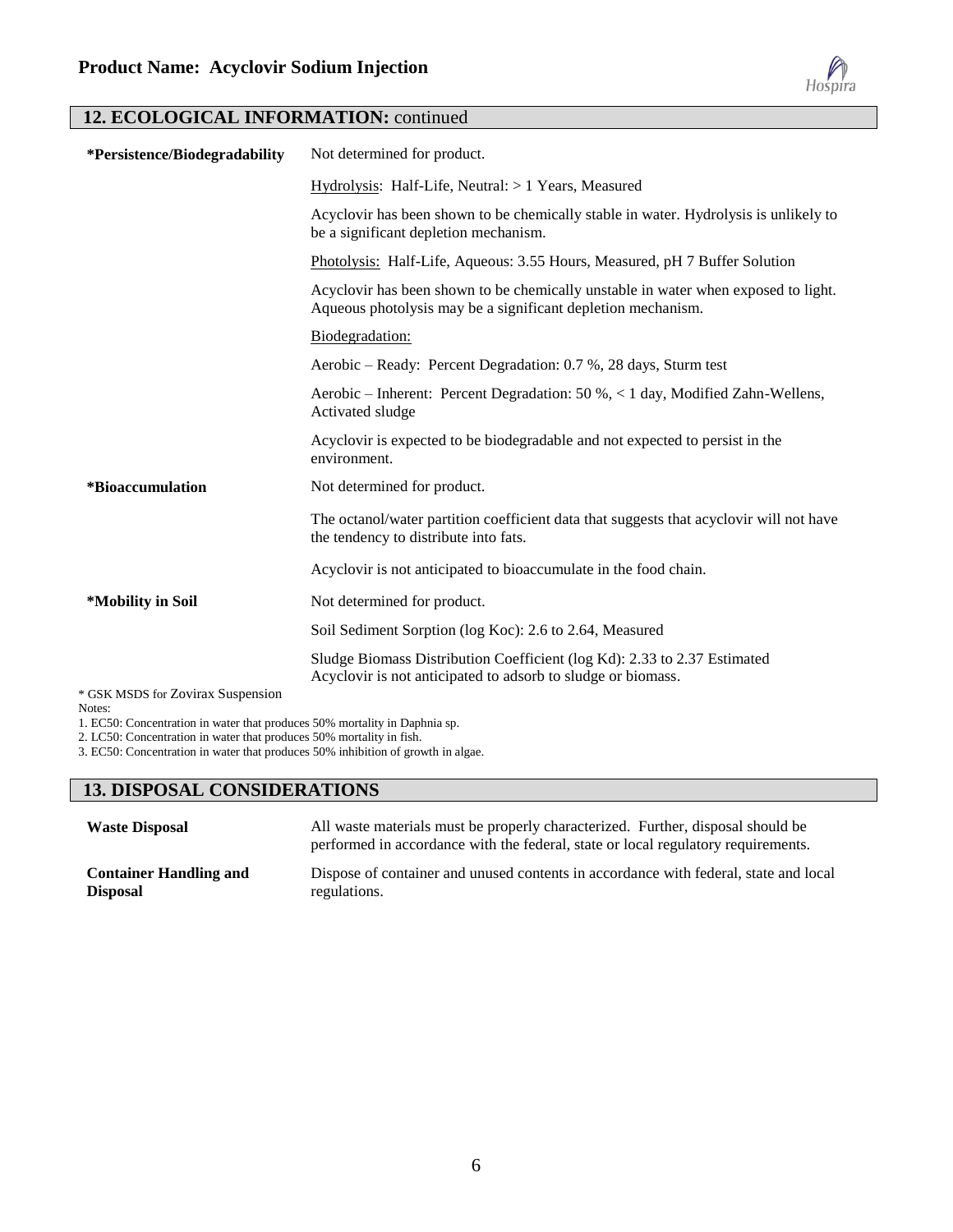## 12. ECOLOGICAL INFORMATION: continued

| | |
|---|---|
| **\*Persistence/Biodegradability** | Not determined for product. |
| | Hydrolysis: Half-Life, Neutral: > 1 Years, Measured |
| | Acyclovir has been shown to be chemically stable in water. Hydrolysis is unlikely to be a significant depletion mechanism. |
| | Photolysis: Half-Life, Aqueous: 3.55 Hours, Measured, pH 7 Buffer Solution |
| | Acyclovir has been shown to be chemically unstable in water when exposed to light. Aqueous photolysis may be a significant depletion mechanism. |
| | Biodegradation: |
| | Aerobic – Ready: Percent Degradation: 0.7 %, 28 days, Sturm test |
| | Aerobic – Inherent: Percent Degradation: 50 %, < 1 day, Modified Zahn-Wellens, Activated sludge |
| | Acyclovir is expected to be biodegradable and not expected to persist in the environment. |
| **\*Bioaccumulation** | Not determined for product. |
| | The octanol/water partition coefficient data that suggests that acyclovir will not have the tendency to distribute into fats. |
| | Acyclovir is not anticipated to bioaccumulate in the food chain. |
| **\*Mobility in Soil** | Not determined for product. |
| | Soil Sediment Sorption (log Koc): 2.6 to 2.64, Measured |
| | Sludge Biomass Distribution Coefficient (log Kd): 2.33 to 2.37 Estimated<br>Acyclovir is not anticipated to adsorb to sludge or biomass. |

\* GSK MSDS for Zovirax Suspension

Notes:
1. EC50: Concentration in water that produces 50% mortality in Daphnia sp.
2. LC50: Concentration in water that produces 50% mortality in fish.
3. EC50: Concentration in water that produces 50% inhibition of growth in algae.

## 13. DISPOSAL CONSIDERATIONS

| | |
|---|---|
| **Waste Disposal** | All waste materials must be properly characterized. Further, disposal should be performed in accordance with the federal, state or local regulatory requirements. |
| **Container Handling and Disposal** | Dispose of container and unused contents in accordance with federal, state and local regulations. |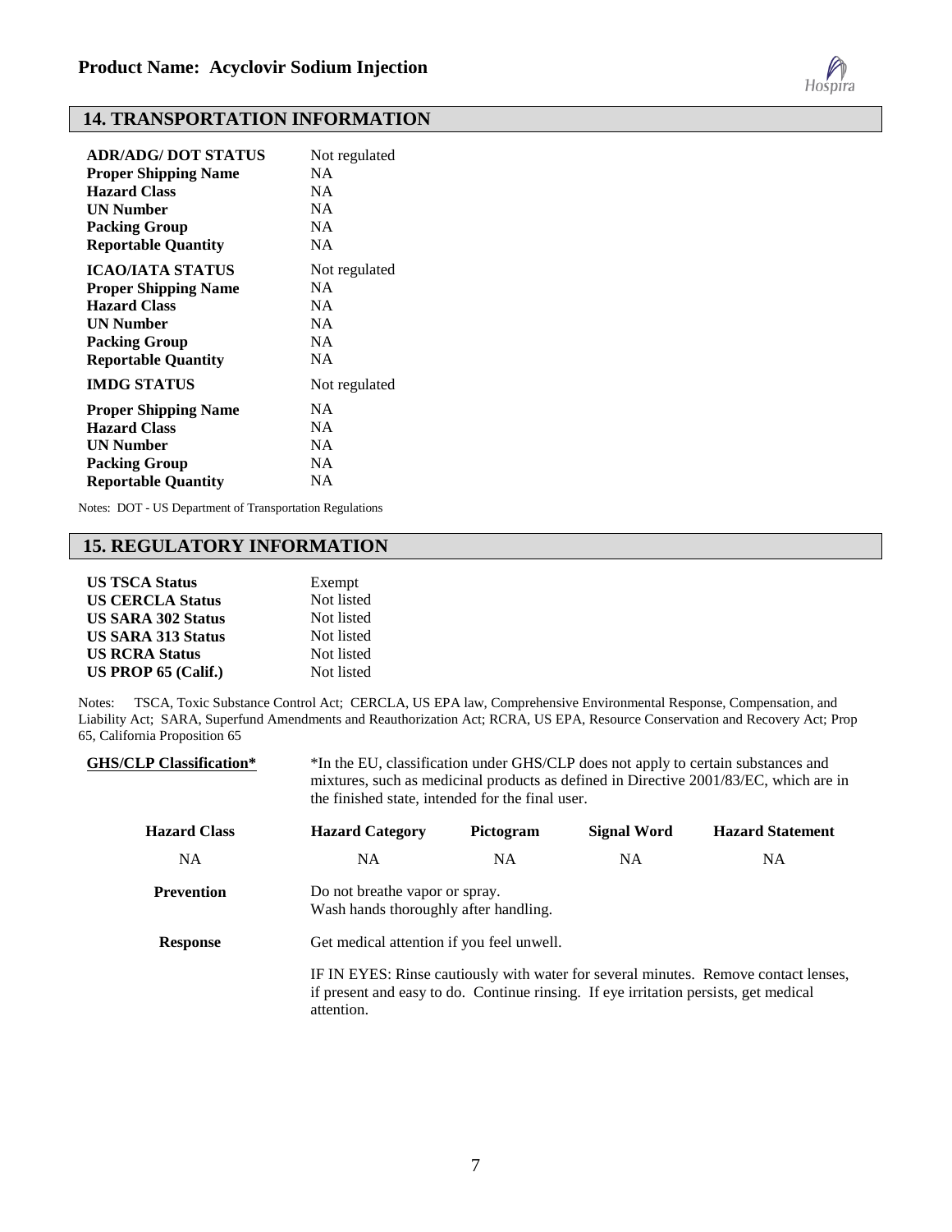## 14. TRANSPORTATION INFORMATION

| | |
|---|---|
| **ADR/ADG/ DOT STATUS** | Not regulated |
| **Proper Shipping Name** | NA |
| **Hazard Class** | NA |
| **UN Number** | NA |
| **Packing Group** | NA |
| **Reportable Quantity** | NA |
| **ICAO/IATA STATUS** | Not regulated |
| **Proper Shipping Name** | NA |
| **Hazard Class** | NA |
| **UN Number** | NA |
| **Packing Group** | NA |
| **Reportable Quantity** | NA |
| **IMDG STATUS** | Not regulated |
| **Proper Shipping Name** | NA |
| **Hazard Class** | NA |
| **UN Number** | NA |
| **Packing Group** | NA |
| **Reportable Quantity** | NA |

Notes: DOT - US Department of Transportation Regulations

## 15. REGULATORY INFORMATION

| | |
|---|---|
| **US TSCA Status** | Exempt |
| **US CERCLA Status** | Not listed |
| **US SARA 302 Status** | Not listed |
| **US SARA 313 Status** | Not listed |
| **US RCRA Status** | Not listed |
| **US PROP 65 (Calif.)** | Not listed |

Notes: TSCA, Toxic Substance Control Act; CERCLA, US EPA law, Comprehensive Environmental Response, Compensation, and Liability Act; SARA, Superfund Amendments and Reauthorization Act; RCRA, US EPA, Resource Conservation and Recovery Act; Prop 65, California Proposition 65

**GHS/CLP Classification***

*In the EU, classification under GHS/CLP does not apply to certain substances and mixtures, such as medicinal products as defined in Directive 2001/83/EC, which are in the finished state, intended for the final user.

| Hazard Class | Hazard Category | Pictogram | Signal Word | Hazard Statement |
|---|---|---|---|---|
| NA | NA | NA | NA | NA |

**Prevention**

Do not breathe vapor or spray.
Wash hands thoroughly after handling.

**Response**

Get medical attention if you feel unwell.

IF IN EYES: Rinse cautiously with water for several minutes. Remove contact lenses, if present and easy to do. Continue rinsing. If eye irritation persists, get medical attention.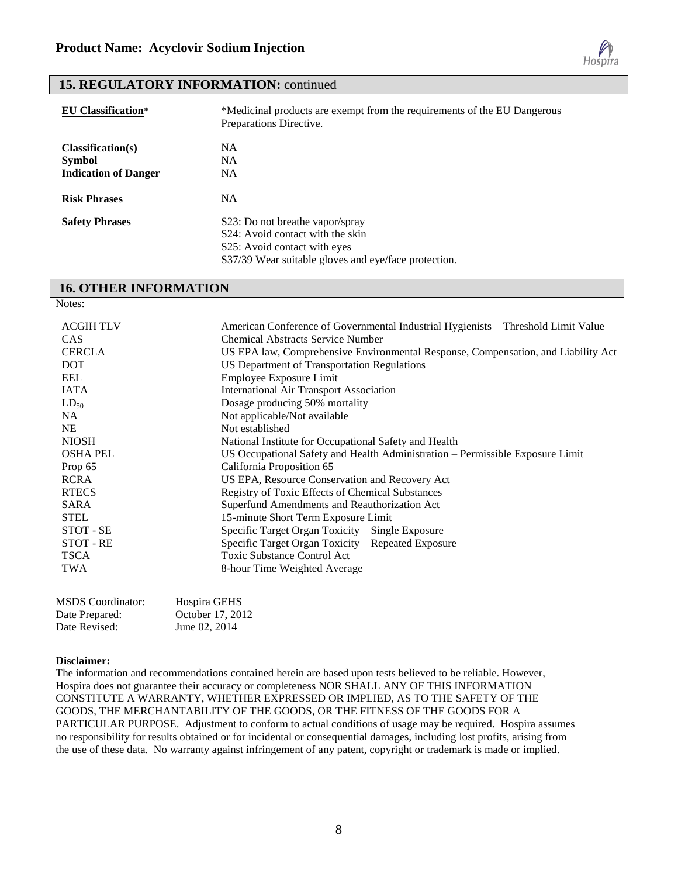## 15. REGULATORY INFORMATION: continued

| | |
|---|---|
| **EU Classification*** | *Medicinal products are exempt from the requirements of the EU Dangerous Preparations Directive. |
| **Classification(s)** | NA |
| **Symbol** | NA |
| **Indication of Danger** | NA |
| **Risk Phrases** | NA |
| **Safety Phrases** | S23: Do not breathe vapor/spray<br>S24: Avoid contact with the skin<br>S25: Avoid contact with eyes<br>S37/39 Wear suitable gloves and eye/face protection. |

## 16. OTHER INFORMATION

Notes:

| | |
|---|---|
| ACGIH TLV | American Conference of Governmental Industrial Hygienists – Threshold Limit Value |
| CAS | Chemical Abstracts Service Number |
| CERCLA | US EPA law, Comprehensive Environmental Response, Compensation, and Liability Act |
| DOT | US Department of Transportation Regulations |
| EEL | Employee Exposure Limit |
| IATA | International Air Transport Association |
| $LD_{50}$ | Dosage producing 50% mortality |
| NA | Not applicable/Not available |
| NE | Not established |
| NIOSH | National Institute for Occupational Safety and Health |
| OSHA PEL | US Occupational Safety and Health Administration – Permissible Exposure Limit |
| Prop 65 | California Proposition 65 |
| RCRA | US EPA, Resource Conservation and Recovery Act |
| RTECS | Registry of Toxic Effects of Chemical Substances |
| SARA | Superfund Amendments and Reauthorization Act |
| STEL | 15-minute Short Term Exposure Limit |
| STOT - SE | Specific Target Organ Toxicity – Single Exposure |
| STOT - RE | Specific Target Organ Toxicity – Repeated Exposure |
| TSCA | Toxic Substance Control Act |
| TWA | 8-hour Time Weighted Average |

| | |
|---|---|
| MSDS Coordinator: | Hospira GEHS |
| Date Prepared: | October 17, 2012 |
| Date Revised: | June 02, 2014 |

**Disclaimer:**

The information and recommendations contained herein are based upon tests believed to be reliable. However, Hospira does not guarantee their accuracy or completeness NOR SHALL ANY OF THIS INFORMATION CONSTITUTE A WARRANTY, WHETHER EXPRESSED OR IMPLIED, AS TO THE SAFETY OF THE GOODS, THE MERCHANTABILITY OF THE GOODS, OR THE FITNESS OF THE GOODS FOR A PARTICULAR PURPOSE. Adjustment to conform to actual conditions of usage may be required. Hospira assumes no responsibility for results obtained or for incidental or consequential damages, including lost profits, arising from the use of these data. No warranty against infringement of any patent, copyright or trademark is made or implied.